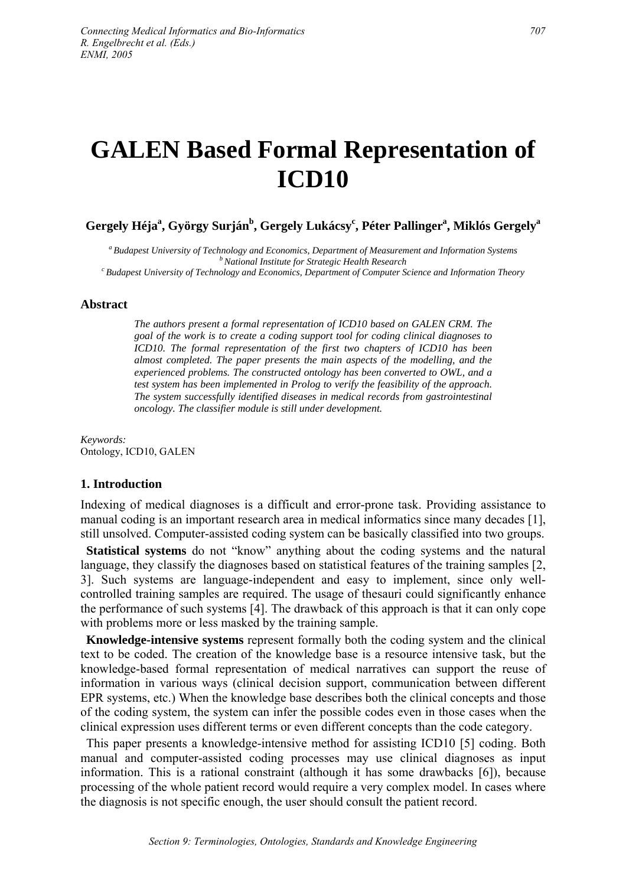# GALEN Based Formal Representation of ICD10

**Gergely Héja[a], György Surján[b], Gergely Lukácsy[c], Péter Pallinger[a], Miklós Gergely[a]**

[a] *Budapest University of Technology and Economics, Department of Measurement and Information Systems*
[b] *National Institute for Strategic Health Research*
[c] *Budapest University of Technology and Economics, Department of Computer Science and Information Theory*

## Abstract

*The authors present a formal representation of ICD10 based on GALEN CRM. The goal of the work is to create a coding support tool for coding clinical diagnoses to ICD10. The formal representation of the first two chapters of ICD10 has been almost completed. The paper presents the main aspects of the modelling, and the experienced problems. The constructed ontology has been converted to OWL, and a test system has been implemented in Prolog to verify the feasibility of the approach. The system successfully identified diseases in medical records from gastrointestinal oncology. The classifier module is still under development.*

*Keywords:*
Ontology, ICD10, GALEN

## 1. Introduction

Indexing of medical diagnoses is a difficult and error-prone task. Providing assistance to manual coding is an important research area in medical informatics since many decades [1], still unsolved. Computer-assisted coding system can be basically classified into two groups.

**Statistical systems** do not "know" anything about the coding systems and the natural language, they classify the diagnoses based on statistical features of the training samples [2, 3]. Such systems are language-independent and easy to implement, since only well-controlled training samples are required. The usage of thesauri could significantly enhance the performance of such systems [4]. The drawback of this approach is that it can only cope with problems more or less masked by the training sample.

**Knowledge-intensive systems** represent formally both the coding system and the clinical text to be coded. The creation of the knowledge base is a resource intensive task, but the knowledge-based formal representation of medical narratives can support the reuse of information in various ways (clinical decision support, communication between different EPR systems, etc.) When the knowledge base describes both the clinical concepts and those of the coding system, the system can infer the possible codes even in those cases when the clinical expression uses different terms or even different concepts than the code category.

This paper presents a knowledge-intensive method for assisting ICD10 [5] coding. Both manual and computer-assisted coding processes may use clinical diagnoses as input information. This is a rational constraint (although it has some drawbacks [6]), because processing of the whole patient record would require a very complex model. In cases where the diagnosis is not specific enough, the user should consult the patient record.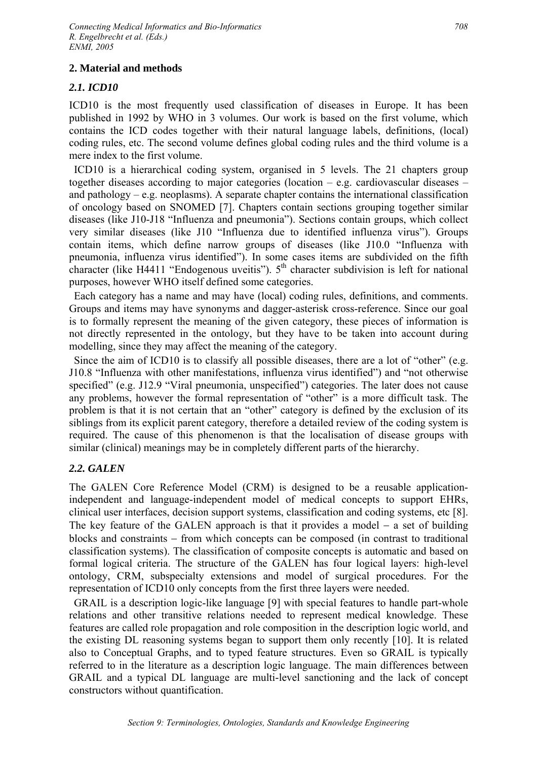## 2. Material and methods

### *2.1. ICD10*

ICD10 is the most frequently used classification of diseases in Europe. It has been published in 1992 by WHO in 3 volumes. Our work is based on the first volume, which contains the ICD codes together with their natural language labels, definitions, (local) coding rules, etc. The second volume defines global coding rules and the third volume is a mere index to the first volume.

ICD10 is a hierarchical coding system, organised in 5 levels. The 21 chapters group together diseases according to major categories (location – e.g. cardiovascular diseases – and pathology – e.g. neoplasms). A separate chapter contains the international classification of oncology based on SNOMED [7]. Chapters contain sections grouping together similar diseases (like J10-J18 "Influenza and pneumonia"). Sections contain groups, which collect very similar diseases (like J10 "Influenza due to identified influenza virus"). Groups contain items, which define narrow groups of diseases (like J10.0 "Influenza with pneumonia, influenza virus identified"). In some cases items are subdivided on the fifth character (like H4411 "Endogenous uveitis"). 5[th] character subdivision is left for national purposes, however WHO itself defined some categories.

Each category has a name and may have (local) coding rules, definitions, and comments. Groups and items may have synonyms and dagger-asterisk cross-reference. Since our goal is to formally represent the meaning of the given category, these pieces of information is not directly represented in the ontology, but they have to be taken into account during modelling, since they may affect the meaning of the category.

Since the aim of ICD10 is to classify all possible diseases, there are a lot of "other" (e.g. J10.8 "Influenza with other manifestations, influenza virus identified") and "not otherwise specified" (e.g. J12.9 "Viral pneumonia, unspecified") categories. The later does not cause any problems, however the formal representation of "other" is a more difficult task. The problem is that it is not certain that an "other" category is defined by the exclusion of its siblings from its explicit parent category, therefore a detailed review of the coding system is required. The cause of this phenomenon is that the localisation of disease groups with similar (clinical) meanings may be in completely different parts of the hierarchy.

### *2.2. GALEN*

The GALEN Core Reference Model (CRM) is designed to be a reusable application-independent and language-independent model of medical concepts to support EHRs, clinical user interfaces, decision support systems, classification and coding systems, etc [8]. The key feature of the GALEN approach is that it provides a model − a set of building blocks and constraints − from which concepts can be composed (in contrast to traditional classification systems). The classification of composite concepts is automatic and based on formal logical criteria. The structure of the GALEN has four logical layers: high-level ontology, CRM, subspecialty extensions and model of surgical procedures. For the representation of ICD10 only concepts from the first three layers were needed.

GRAIL is a description logic-like language [9] with special features to handle part-whole relations and other transitive relations needed to represent medical knowledge. These features are called role propagation and role composition in the description logic world, and the existing DL reasoning systems began to support them only recently [10]. It is related also to Conceptual Graphs, and to typed feature structures. Even so GRAIL is typically referred to in the literature as a description logic language. The main differences between GRAIL and a typical DL language are multi-level sanctioning and the lack of concept constructors without quantification.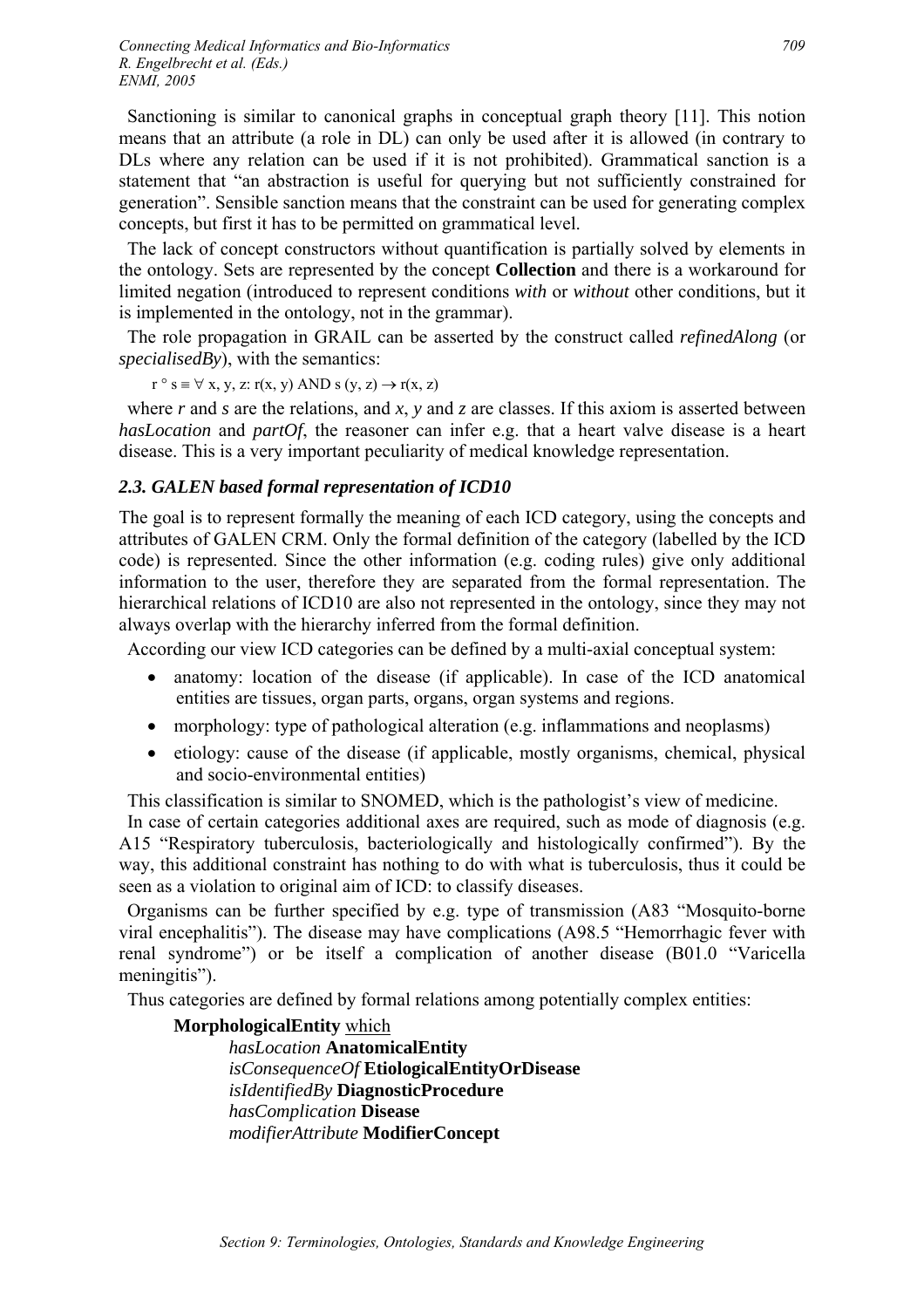Sanctioning is similar to canonical graphs in conceptual graph theory [11]. This notion means that an attribute (a role in DL) can only be used after it is allowed (in contrary to DLs where any relation can be used if it is not prohibited). Grammatical sanction is a statement that "an abstraction is useful for querying but not sufficiently constrained for generation". Sensible sanction means that the constraint can be used for generating complex concepts, but first it has to be permitted on grammatical level.

The lack of concept constructors without quantification is partially solved by elements in the ontology. Sets are represented by the concept **Collection** and there is a workaround for limited negation (introduced to represent conditions *with* or *without* other conditions, but it is implemented in the ontology, not in the grammar).

The role propagation in GRAIL can be asserted by the construct called *refinedAlong* (or *specialisedBy*), with the semantics:

$$r \circ s \equiv \forall\, x, y, z{:}\ r(x, y) \text{ AND } s(y, z) \rightarrow r(x, z)$$

where *r* and *s* are the relations, and *x*, *y* and *z* are classes. If this axiom is asserted between *hasLocation* and *partOf*, the reasoner can infer e.g. that a heart valve disease is a heart disease. This is a very important peculiarity of medical knowledge representation.

### *2.3. GALEN based formal representation of ICD10*

The goal is to represent formally the meaning of each ICD category, using the concepts and attributes of GALEN CRM. Only the formal definition of the category (labelled by the ICD code) is represented. Since the other information (e.g. coding rules) give only additional information to the user, therefore they are separated from the formal representation. The hierarchical relations of ICD10 are also not represented in the ontology, since they may not always overlap with the hierarchy inferred from the formal definition.

According our view ICD categories can be defined by a multi-axial conceptual system:

- anatomy: location of the disease (if applicable). In case of the ICD anatomical entities are tissues, organ parts, organs, organ systems and regions.
- morphology: type of pathological alteration (e.g. inflammations and neoplasms)
- etiology: cause of the disease (if applicable, mostly organisms, chemical, physical and socio-environmental entities)

This classification is similar to SNOMED, which is the pathologist's view of medicine.

In case of certain categories additional axes are required, such as mode of diagnosis (e.g. A15 "Respiratory tuberculosis, bacteriologically and histologically confirmed"). By the way, this additional constraint has nothing to do with what is tuberculosis, thus it could be seen as a violation to original aim of ICD: to classify diseases.

Organisms can be further specified by e.g. type of transmission (A83 "Mosquito-borne viral encephalitis"). The disease may have complications (A98.5 "Hemorrhagic fever with renal syndrome") or be itself a complication of another disease (B01.0 "Varicella meningitis").

Thus categories are defined by formal relations among potentially complex entities:

> **MorphologicalEntity** <u>which</u>
> *hasLocation* **AnatomicalEntity**
> *isConsequenceOf* **EtiologicalEntityOrDisease**
> *isIdentifiedBy* **DiagnosticProcedure**
> *hasComplication* **Disease**
> *modifierAttribute* **ModifierConcept**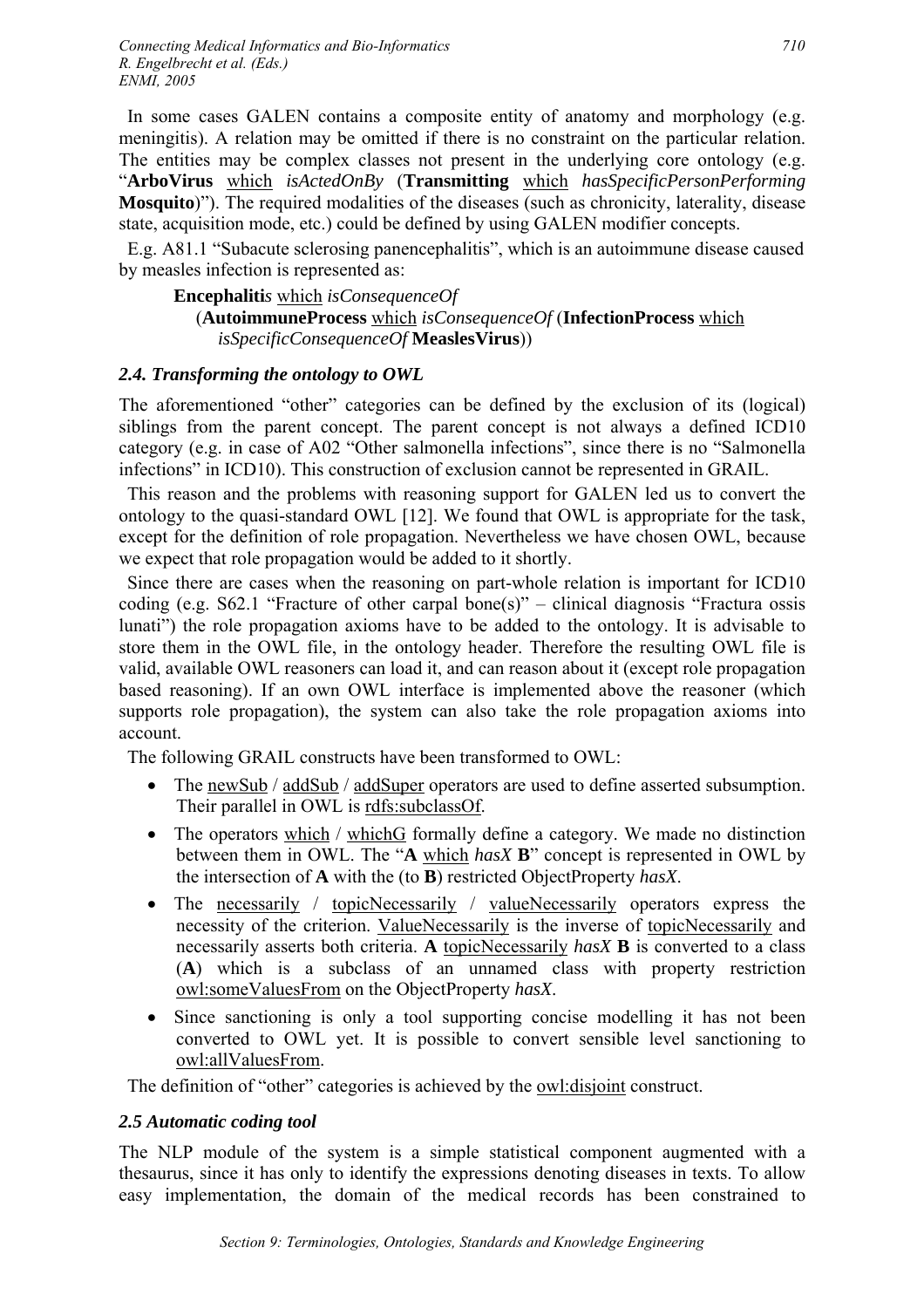In some cases GALEN contains a composite entity of anatomy and morphology (e.g. meningitis). A relation may be omitted if there is no constraint on the particular relation. The entities may be complex classes not present in the underlying core ontology (e.g. "**ArboVirus** which *isActedOnBy* (**Transmitting** which *hasSpecificPersonPerforming* **Mosquito**)"). The required modalities of the diseases (such as chronicity, laterality, disease state, acquisition mode, etc.) could be defined by using GALEN modifier concepts.

E.g. A81.1 "Subacute sclerosing panencephalitis", which is an autoimmune disease caused by measles infection is represented as:

> **Encephalitis** which *isConsequenceOf*
> (**AutoimmuneProcess** which *isConsequenceOf* (**InfectionProcess** which *isSpecificConsequenceOf* **MeaslesVirus**))

### *2.4. Transforming the ontology to OWL*

The aforementioned "other" categories can be defined by the exclusion of its (logical) siblings from the parent concept. The parent concept is not always a defined ICD10 category (e.g. in case of A02 "Other salmonella infections", since there is no "Salmonella infections" in ICD10). This construction of exclusion cannot be represented in GRAIL.

This reason and the problems with reasoning support for GALEN led us to convert the ontology to the quasi-standard OWL [12]. We found that OWL is appropriate for the task, except for the definition of role propagation. Nevertheless we have chosen OWL, because we expect that role propagation would be added to it shortly.

Since there are cases when the reasoning on part-whole relation is important for ICD10 coding (e.g. S62.1 "Fracture of other carpal bone(s)" – clinical diagnosis "Fractura ossis lunati") the role propagation axioms have to be added to the ontology. It is advisable to store them in the OWL file, in the ontology header. Therefore the resulting OWL file is valid, available OWL reasoners can load it, and can reason about it (except role propagation based reasoning). If an own OWL interface is implemented above the reasoner (which supports role propagation), the system can also take the role propagation axioms into account.

The following GRAIL constructs have been transformed to OWL:

- The newSub / addSub / addSuper operators are used to define asserted subsumption. Their parallel in OWL is rdfs:subclassOf.
- The operators which / whichG formally define a category. We made no distinction between them in OWL. The "**A** which *hasX* **B**" concept is represented in OWL by the intersection of **A** with the (to **B**) restricted ObjectProperty *hasX*.
- The necessarily / topicNecessarily / valueNecessarily operators express the necessity of the criterion. ValueNecessarily is the inverse of topicNecessarily and necessarily asserts both criteria. **A** topicNecessarily *hasX* **B** is converted to a class (**A**) which is a subclass of an unnamed class with property restriction owl:someValuesFrom on the ObjectProperty *hasX*.
- Since sanctioning is only a tool supporting concise modelling it has not been converted to OWL yet. It is possible to convert sensible level sanctioning to owl:allValuesFrom.

The definition of "other" categories is achieved by the owl:disjoint construct.

### *2.5 Automatic coding tool*

The NLP module of the system is a simple statistical component augmented with a thesaurus, since it has only to identify the expressions denoting diseases in texts. To allow easy implementation, the domain of the medical records has been constrained to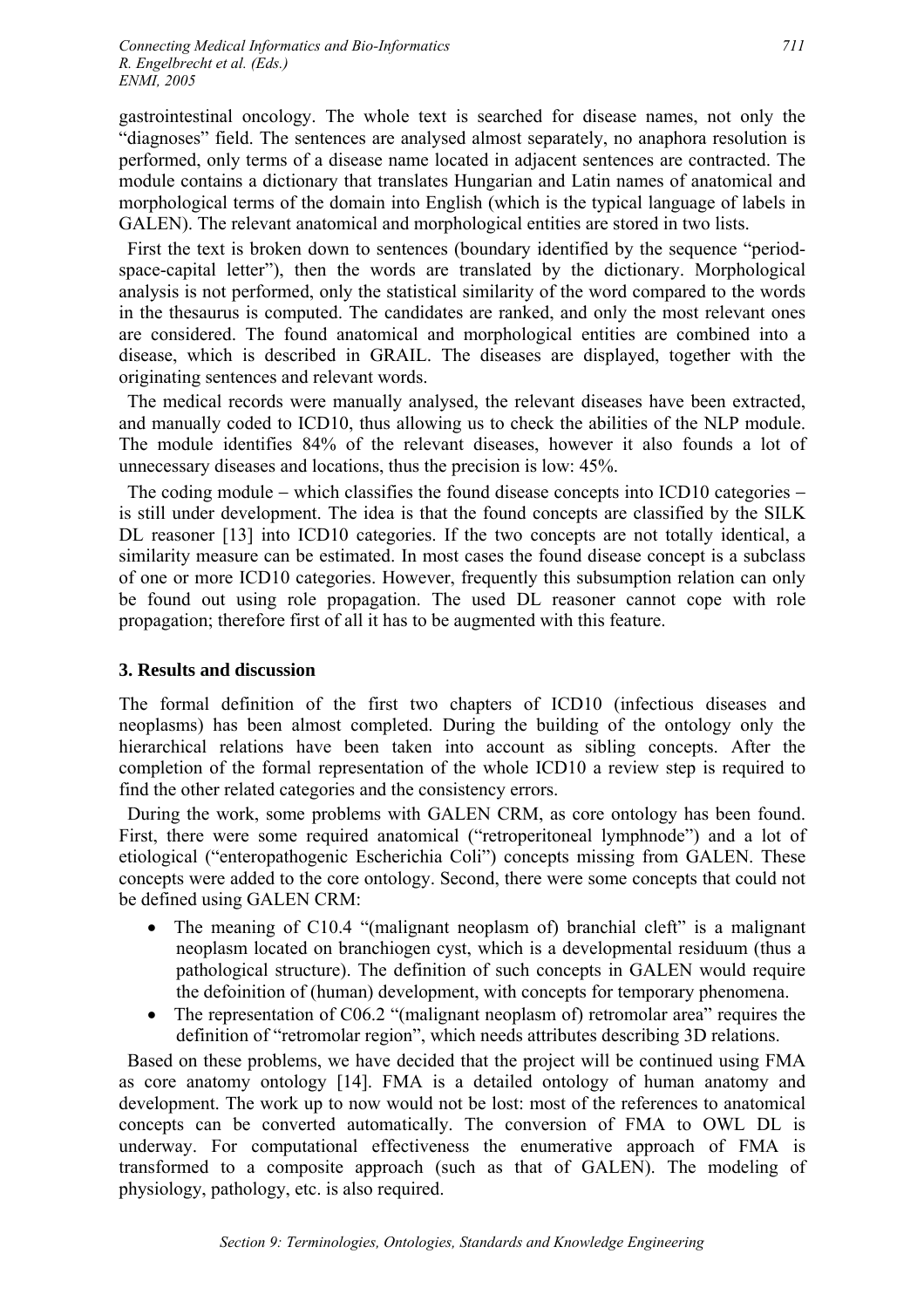gastrointestinal oncology. The whole text is searched for disease names, not only the "diagnoses" field. The sentences are analysed almost separately, no anaphora resolution is performed, only terms of a disease name located in adjacent sentences are contracted. The module contains a dictionary that translates Hungarian and Latin names of anatomical and morphological terms of the domain into English (which is the typical language of labels in GALEN). The relevant anatomical and morphological entities are stored in two lists.

First the text is broken down to sentences (boundary identified by the sequence "period-space-capital letter"), then the words are translated by the dictionary. Morphological analysis is not performed, only the statistical similarity of the word compared to the words in the thesaurus is computed. The candidates are ranked, and only the most relevant ones are considered. The found anatomical and morphological entities are combined into a disease, which is described in GRAIL. The diseases are displayed, together with the originating sentences and relevant words.

The medical records were manually analysed, the relevant diseases have been extracted, and manually coded to ICD10, thus allowing us to check the abilities of the NLP module. The module identifies 84% of the relevant diseases, however it also founds a lot of unnecessary diseases and locations, thus the precision is low: 45%.

The coding module − which classifies the found disease concepts into ICD10 categories − is still under development. The idea is that the found concepts are classified by the SILK DL reasoner [13] into ICD10 categories. If the two concepts are not totally identical, a similarity measure can be estimated. In most cases the found disease concept is a subclass of one or more ICD10 categories. However, frequently this subsumption relation can only be found out using role propagation. The used DL reasoner cannot cope with role propagation; therefore first of all it has to be augmented with this feature.

## 3. Results and discussion

The formal definition of the first two chapters of ICD10 (infectious diseases and neoplasms) has been almost completed. During the building of the ontology only the hierarchical relations have been taken into account as sibling concepts. After the completion of the formal representation of the whole ICD10 a review step is required to find the other related categories and the consistency errors.

During the work, some problems with GALEN CRM, as core ontology has been found. First, there were some required anatomical ("retroperitoneal lymphnode") and a lot of etiological ("enteropathogenic Escherichia Coli") concepts missing from GALEN. These concepts were added to the core ontology. Second, there were some concepts that could not be defined using GALEN CRM:

- The meaning of C10.4 "(malignant neoplasm of) branchial cleft" is a malignant neoplasm located on branchiogen cyst, which is a developmental residuum (thus a pathological structure). The definition of such concepts in GALEN would require the defoinition of (human) development, with concepts for temporary phenomena.
- The representation of C06.2 "(malignant neoplasm of) retromolar area" requires the definition of "retromolar region", which needs attributes describing 3D relations.

Based on these problems, we have decided that the project will be continued using FMA as core anatomy ontology [14]. FMA is a detailed ontology of human anatomy and development. The work up to now would not be lost: most of the references to anatomical concepts can be converted automatically. The conversion of FMA to OWL DL is underway. For computational effectiveness the enumerative approach of FMA is transformed to a composite approach (such as that of GALEN). The modeling of physiology, pathology, etc. is also required.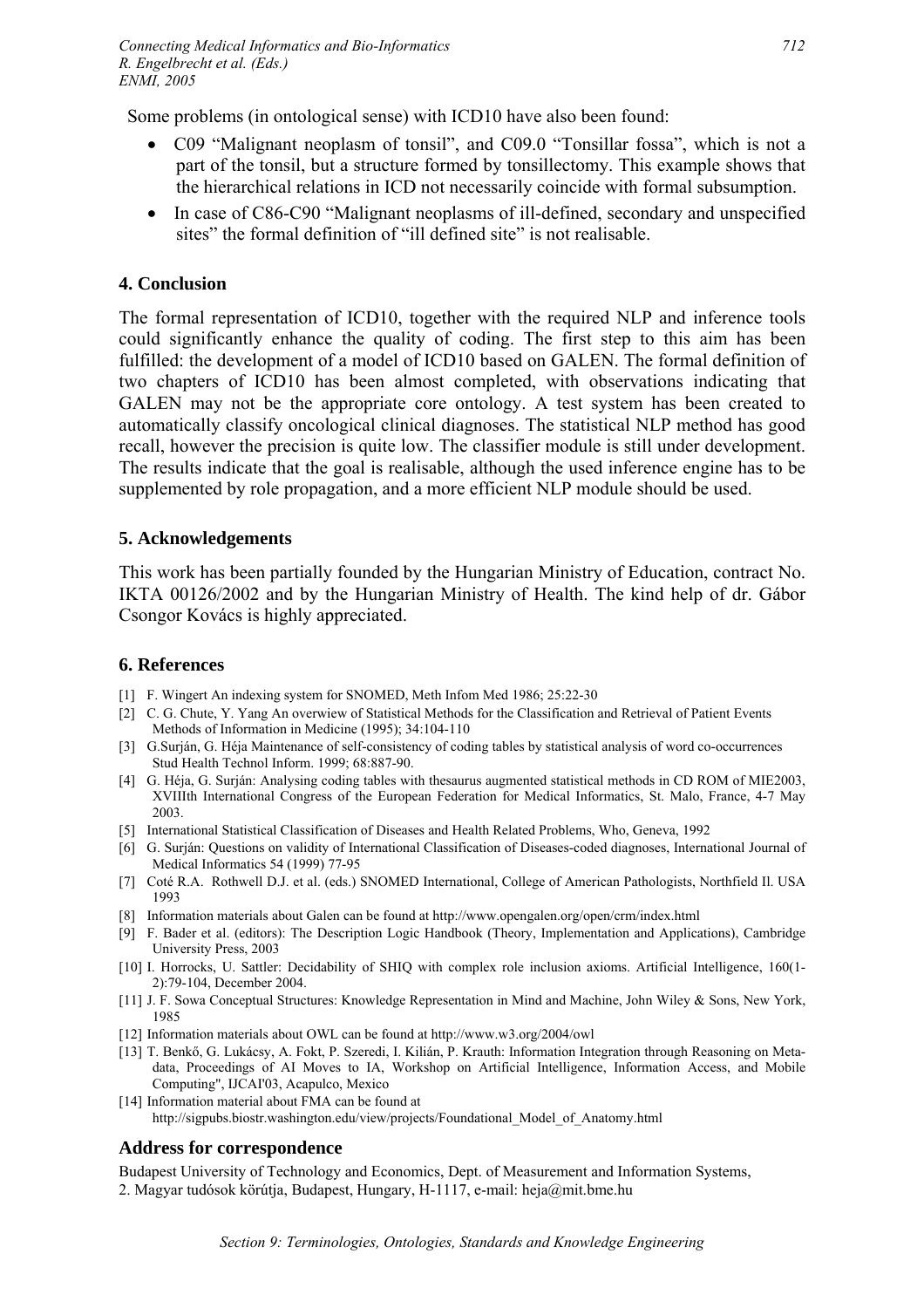Some problems (in ontological sense) with ICD10 have also been found:

- C09 "Malignant neoplasm of tonsil", and C09.0 "Tonsillar fossa", which is not a part of the tonsil, but a structure formed by tonsillectomy. This example shows that the hierarchical relations in ICD not necessarily coincide with formal subsumption.
- In case of C86-C90 "Malignant neoplasms of ill-defined, secondary and unspecified sites" the formal definition of "ill defined site" is not realisable.

## 4. Conclusion

The formal representation of ICD10, together with the required NLP and inference tools could significantly enhance the quality of coding. The first step to this aim has been fulfilled: the development of a model of ICD10 based on GALEN. The formal definition of two chapters of ICD10 has been almost completed, with observations indicating that GALEN may not be the appropriate core ontology. A test system has been created to automatically classify oncological clinical diagnoses. The statistical NLP method has good recall, however the precision is quite low. The classifier module is still under development. The results indicate that the goal is realisable, although the used inference engine has to be supplemented by role propagation, and a more efficient NLP module should be used.

## 5. Acknowledgements

This work has been partially founded by the Hungarian Ministry of Education, contract No. IKTA 00126/2002 and by the Hungarian Ministry of Health. The kind help of dr. Gábor Csongor Kovács is highly appreciated.

## 6. References

[1] F. Wingert An indexing system for SNOMED, Meth Infom Med 1986; 25:22-30

[2] C. G. Chute, Y. Yang An overwiew of Statistical Methods for the Classification and Retrieval of Patient Events Methods of Information in Medicine (1995); 34:104-110

[3] G.Surján, G. Héja Maintenance of self-consistency of coding tables by statistical analysis of word co-occurrences Stud Health Technol Inform. 1999; 68:887-90.

[4] G. Héja, G. Surján: Analysing coding tables with thesaurus augmented statistical methods in CD ROM of MIE2003, XVIIIth International Congress of the European Federation for Medical Informatics, St. Malo, France, 4-7 May 2003.

[5] International Statistical Classification of Diseases and Health Related Problems, Who, Geneva, 1992

[6] G. Surján: Questions on validity of International Classification of Diseases-coded diagnoses, International Journal of Medical Informatics 54 (1999) 77-95

[7] Coté R.A. Rothwell D.J. et al. (eds.) SNOMED International, College of American Pathologists, Northfield Il. USA 1993

[8] Information materials about Galen can be found at http://www.opengalen.org/open/crm/index.html

[9] F. Bader et al. (editors): The Description Logic Handbook (Theory, Implementation and Applications), Cambridge University Press, 2003

[10] I. Horrocks, U. Sattler: Decidability of SHIQ with complex role inclusion axioms. Artificial Intelligence, 160(1-2):79-104, December 2004.

[11] J. F. Sowa Conceptual Structures: Knowledge Representation in Mind and Machine, John Wiley & Sons, New York, 1985

[12] Information materials about OWL can be found at http://www.w3.org/2004/owl

[13] T. Benkő, G. Lukácsy, A. Fokt, P. Szeredi, I. Kilián, P. Krauth: Information Integration through Reasoning on Meta-data, Proceedings of AI Moves to IA, Workshop on Artificial Intelligence, Information Access, and Mobile Computing", IJCAI'03, Acapulco, Mexico

[14] Information material about FMA can be found at http://sigpubs.biostr.washington.edu/view/projects/Foundational_Model_of_Anatomy.html

### Address for correspondence

Budapest University of Technology and Economics, Dept. of Measurement and Information Systems,
2. Magyar tudósok körútja, Budapest, Hungary, H-1117, e-mail: heja@mit.bme.hu